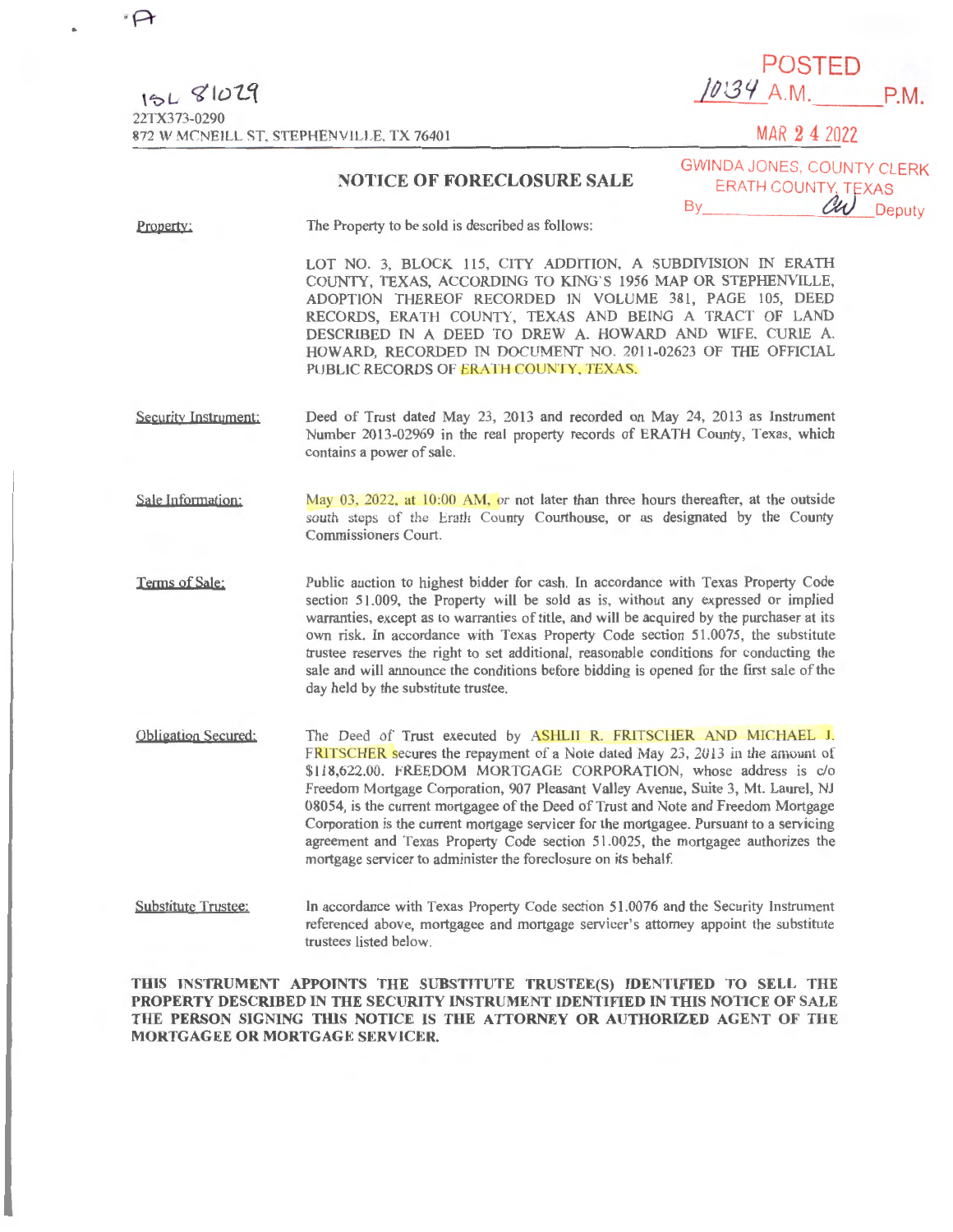·A

15L 81029
22TX373-0290
872 W MCNEILL ST, STEPHENVILLE, TX 76401

POSTED
10:34 A.M. _______ P.M.

MAR 24 2022

GWINDA JONES, COUNTY CLERK
ERATH COUNTY, TEXAS
By _______ CW _______ Deputy

# NOTICE OF FORECLOSURE SALE

**Property:** The Property to be sold is described as follows:

LOT NO. 3, BLOCK 115, CITY ADDITION, A SUBDIVISION IN ERATH COUNTY, TEXAS, ACCORDING TO KING'S 1956 MAP OR STEPHENVILLE, ADOPTION THEREOF RECORDED IN VOLUME 381, PAGE 105, DEED RECORDS, ERATH COUNTY, TEXAS AND BEING A TRACT OF LAND DESCRIBED IN A DEED TO DREW A. HOWARD AND WIFE, CURIE A. HOWARD, RECORDED IN DOCUMENT NO. 2011-02623 OF THE OFFICIAL PUBLIC RECORDS OF ERATH COUNTY, TEXAS.

**Security Instrument:** Deed of Trust dated May 23, 2013 and recorded on May 24, 2013 as Instrument Number 2013-02969 in the real property records of ERATH County, Texas, which contains a power of sale.

**Sale Information:** May 03, 2022, at 10:00 AM, or not later than three hours thereafter, at the outside south steps of the Erath County Courthouse, or as designated by the County Commissioners Court.

**Terms of Sale:** Public auction to highest bidder for cash. In accordance with Texas Property Code section 51.009, the Property will be sold as is, without any expressed or implied warranties, except as to warranties of title, and will be acquired by the purchaser at its own risk. In accordance with Texas Property Code section 51.0075, the substitute trustee reserves the right to set additional, reasonable conditions for conducting the sale and will announce the conditions before bidding is opened for the first sale of the day held by the substitute trustee.

**Obligation Secured:** The Deed of Trust executed by ASHLII R. FRITSCHER AND MICHAEL J. FRITSCHER secures the repayment of a Note dated May 23, 2013 in the amount of $118,622.00. FREEDOM MORTGAGE CORPORATION, whose address is c/o Freedom Mortgage Corporation, 907 Pleasant Valley Avenue, Suite 3, Mt. Laurel, NJ 08054, is the current mortgagee of the Deed of Trust and Note and Freedom Mortgage Corporation is the current mortgage servicer for the mortgagee. Pursuant to a servicing agreement and Texas Property Code section 51.0025, the mortgagee authorizes the mortgage servicer to administer the foreclosure on its behalf.

**Substitute Trustee:** In accordance with Texas Property Code section 51.0076 and the Security Instrument referenced above, mortgagee and mortgage servicer's attorney appoint the substitute trustees listed below.

**THIS INSTRUMENT APPOINTS THE SUBSTITUTE TRUSTEE(S) IDENTIFIED TO SELL THE PROPERTY DESCRIBED IN THE SECURITY INSTRUMENT IDENTIFIED IN THIS NOTICE OF SALE THE PERSON SIGNING THIS NOTICE IS THE ATTORNEY OR AUTHORIZED AGENT OF THE MORTGAGEE OR MORTGAGE SERVICER.**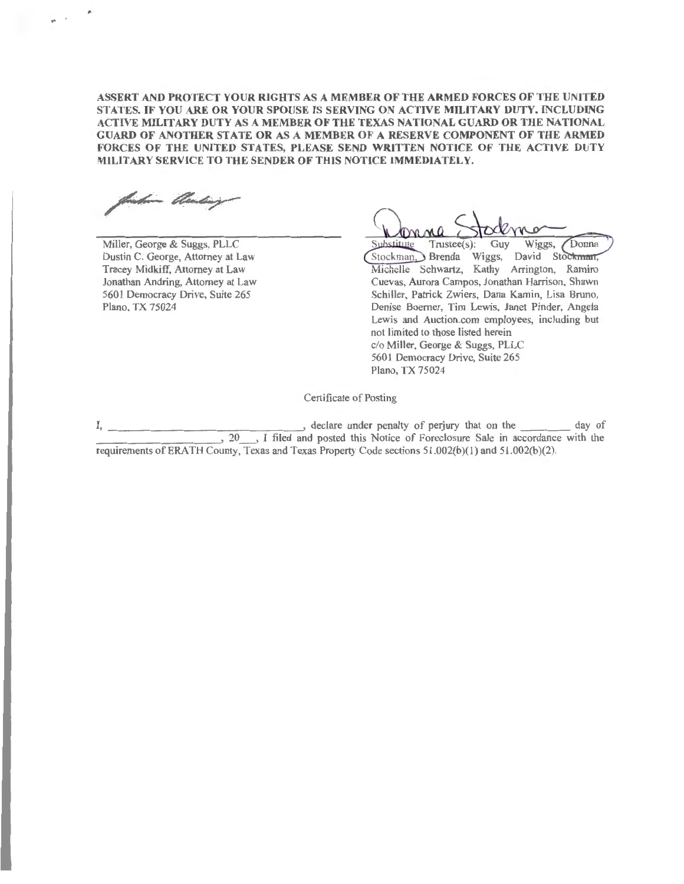**ASSERT AND PROTECT YOUR RIGHTS AS A MEMBER OF THE ARMED FORCES OF THE UNITED STATES. IF YOU ARE OR YOUR SPOUSE IS SERVING ON ACTIVE MILITARY DUTY, INCLUDING ACTIVE MILITARY DUTY AS A MEMBER OF THE TEXAS NATIONAL GUARD OR THE NATIONAL GUARD OF ANOTHER STATE OR AS A MEMBER OF A RESERVE COMPONENT OF THE ARMED FORCES OF THE UNITED STATES, PLEASE SEND WRITTEN NOTICE OF THE ACTIVE DUTY MILITARY SERVICE TO THE SENDER OF THIS NOTICE IMMEDIATELY.**

Miller, George & Suggs, PLLC
Dustin C. George, Attorney at Law
Tracey Midkiff, Attorney at Law
Jonathan Andring, Attorney at Law
5601 Democracy Drive, Suite 265
Plano, TX 75024

Substitute Trustee(s): Guy Wiggs, Donna Stockman, Brenda Wiggs, David Stockman, Michelle Schwartz, Kathy Arrington, Ramiro Cuevas, Aurora Campos, Jonathan Harrison, Shawn Schiller, Patrick Zwiers, Dana Kamin, Lisa Bruno, Denise Boerner, Tim Lewis, Janet Pinder, Angela Lewis and Auction.com employees, including but not limited to those listed herein
c/o Miller, George & Suggs, PLLC
5601 Democracy Drive, Suite 265
Plano, TX 75024

Certificate of Posting

I, ______________________________, declare under penalty of perjury that on the ________ day of ____________________, 20___, I filed and posted this Notice of Foreclosure Sale in accordance with the requirements of ERATH County, Texas and Texas Property Code sections 51.002(b)(1) and 51.002(b)(2).